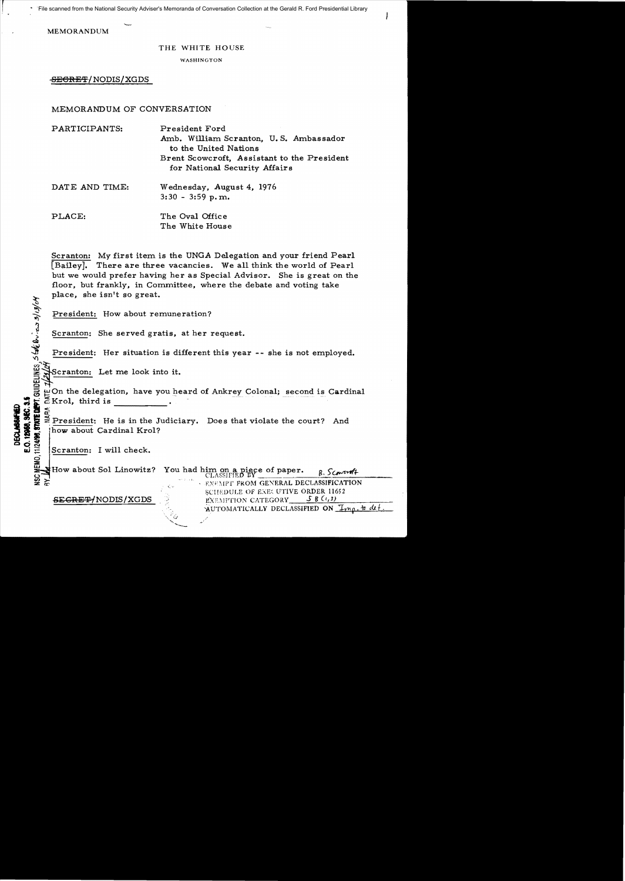MEMORANDUM

THE WHITE HOUSE

WASHINGTON

~~SECRET~~/NODIS/XGDS

MEMORANDUM OF CONVERSATION

PARTICIPANTS: President Ford
Amb. William Scranton, U.S. Ambassador to the United Nations
Brent Scowcroft, Assistant to the President for National Security Affairs

DATE AND TIME: Wednesday, August 4, 1976
3:30 - 3:59 p.m.

PLACE: The Oval Office
The White House

Scranton: My first item is the UNGA Delegation and your friend Pearl [Bailey]. There are three vacancies. We all think the world of Pearl but we would prefer having her as Special Advisor. She is great on the floor, but frankly, in Committee, where the debate and voting take place, she isn't so great.

President: How about remuneration?

Scranton: She served gratis, at her request.

President: Her situation is different this year -- she is not employed.

Scranton: Let me look into it.

On the delegation, have you heard of Ankrey Colonal; second is Cardinal Krol, third is __________.

President: He is in the Judiciary. Does that violate the court? And how about Cardinal Krol?

Scranton: I will check.

How about Sol Linowitz? You had him on a piece of paper.

CLASSIFIED BY B. Scowcroft
EXEMPT FROM GENERAL DECLASSIFICATION SCHEDULE OF EXECUTIVE ORDER 11652
EXEMPTION CATEGORY 5 B (1,3)
AUTOMATICALLY DECLASSIFIED ON Imp. to det.

~~SECRET~~/NODIS/XGDS

DECLASSIFIED
E.O. 12958, SEC. 3.5
NSC MEMO, 11/24/98, STATE DEPT. GUIDELINES, State Review 3/13/04
BY __ NARA DATE 7/21/04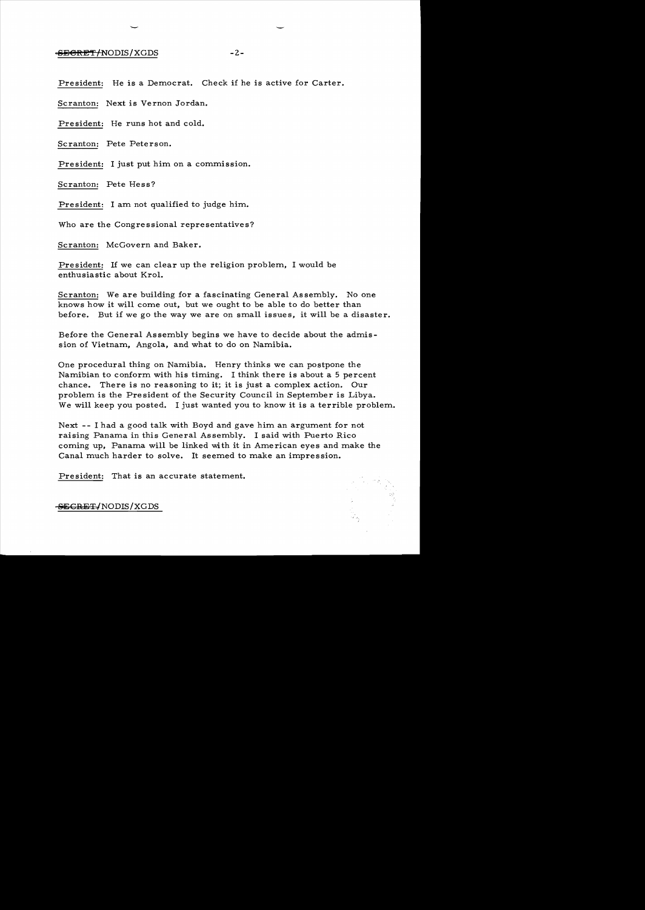**President:** He is a Democrat. Check if he is active for Carter.

**Scranton:** Next is Vernon Jordan.

**President:** He runs hot and cold.

**Scranton:** Pete Peterson.

**President:** I just put him on a commission.

**Scranton:** Pete Hess?

**President:** I am not qualified to judge him.

Who are the Congressional representatives?

**Scranton:** McGovern and Baker.

**President:** If we can clear up the religion problem, I would be enthusiastic about Krol.

**Scranton:** We are building for a fascinating General Assembly. No one knows how it will come out, but we ought to be able to do better than before. But if we go the way we are on small issues, it will be a disaster.

Before the General Assembly begins we have to decide about the admission of Vietnam, Angola, and what to do on Namibia.

One procedural thing on Namibia. Henry thinks we can postpone the Namibian to conform with his timing. I think there is about a 5 percent chance. There is no reasoning to it; it is just a complex action. Our problem is the President of the Security Council in September is Libya. We will keep you posted. I just wanted you to know it is a terrible problem.

Next -- I had a good talk with Boyd and gave him an argument for not raising Panama in this General Assembly. I said with Puerto Rico coming up, Panama will be linked with it in American eyes and make the Canal much harder to solve. It seemed to make an impression.

**President:** That is an accurate statement.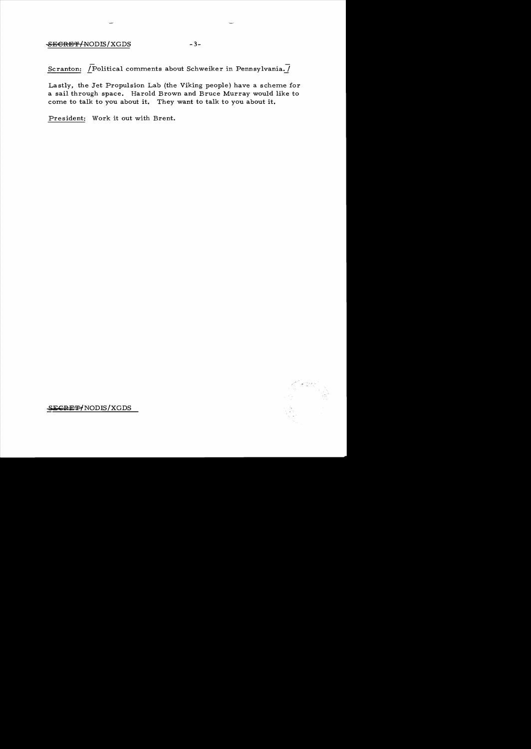Scranton: [Political comments about Schweiker in Pennsylvania.]

Lastly, the Jet Propulsion Lab (the Viking people) have a scheme for a sail through space. Harold Brown and Bruce Murray would like to come to talk to you about it. They want to talk to you about it.

President: Work it out with Brent.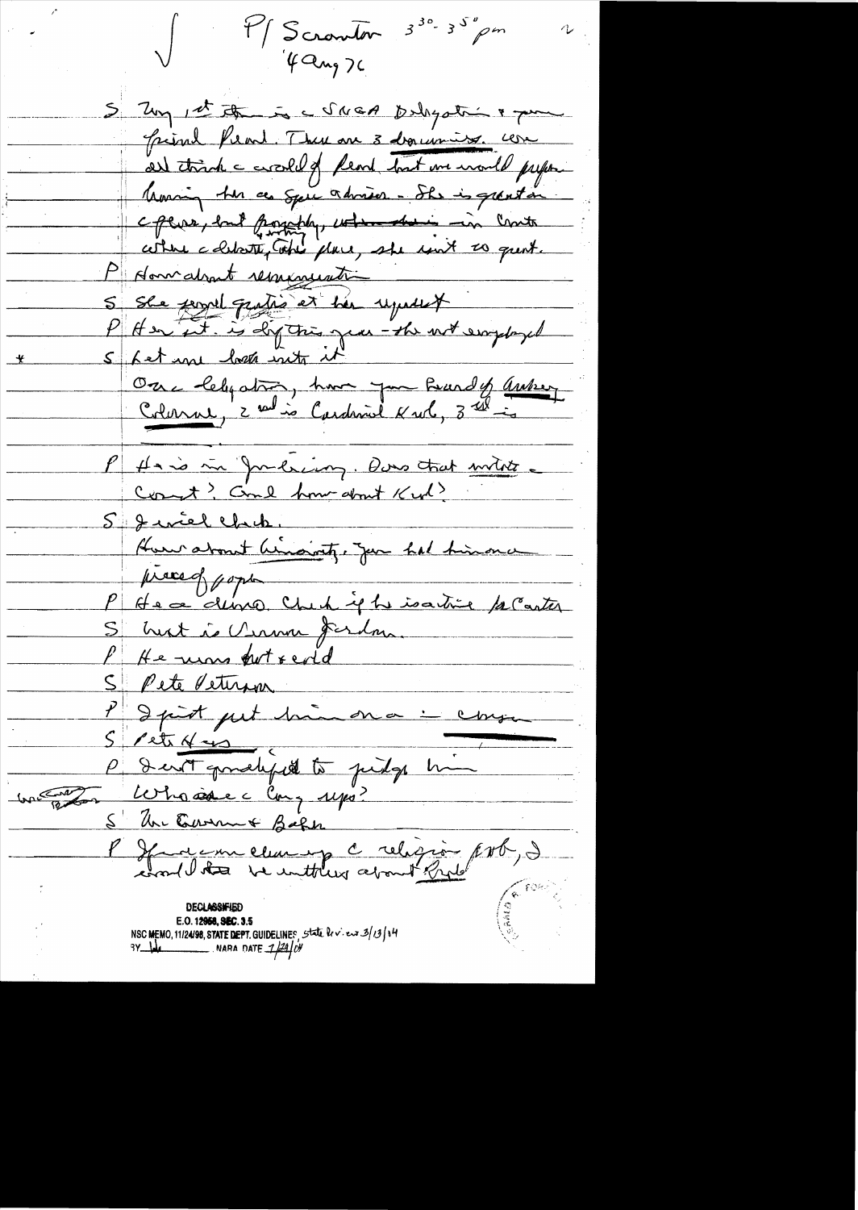P/ Scranton 3<sup>30</sup>-3<sup>50</sup> pm
4 Aug 76

S Tony 1st item is c SNGA Delegation & your friend Pearl. There are 3 dominant. We all think a world of Pearl but we would prefer having her as your advisor. She is great on c phone, but frankly, when there is conflict where c debate, etc. place, she isn't so great.

P How about renomination

S She would gratis at her request

P Her int. is dif this year – she not employed

S Let me look into it

Our c delegation, have you heard of Aubrey Colonel, 2nd is Cardinal Krol, 3rd is

P He is in Judiciary. Does that violate c Court? And how about Krol?

S Jewish Club.

How about Minority. You had him on a piece of paper

P He a demo. Check if he is active for Carter

S Next is Vernon Jordan.

P He runs hot & cold

S Pete Peterson

P I just put him on a commission

S Pete Has

P I ain't qualified to judge him

Who are c Cong reps?

S Mr. Coursen & Baker

P If we come along c religious prob, I would like to be written about Krol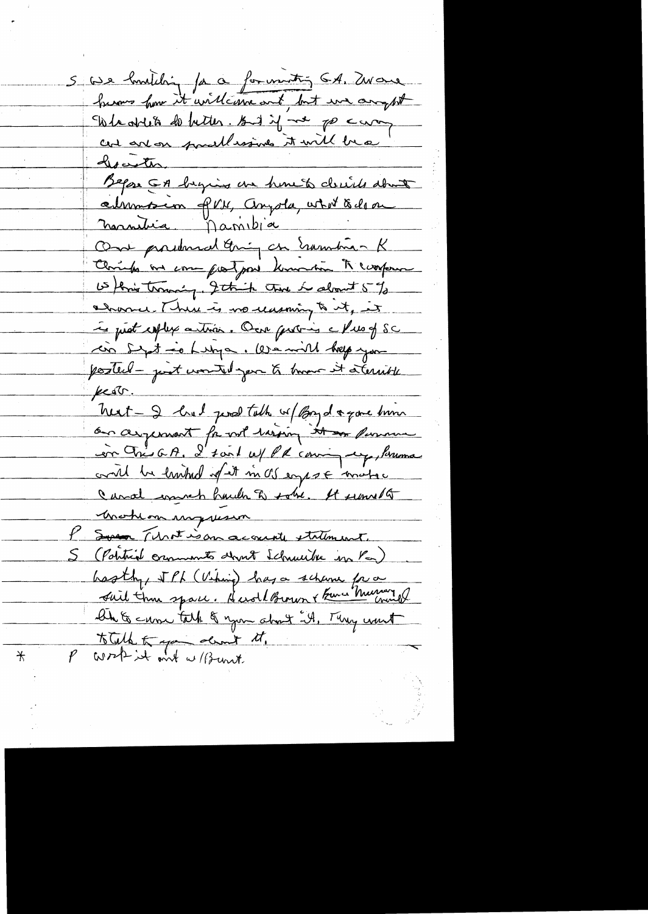S We looking for a forwarding GA. No one knows how it will come out, but we ought to be able to do better. But if we go carrying out on small issues it will be a disaster.

Before GA begins we have to decide about admission of VN, Angola, what to do on Namibia Namibia

Our presidential thing on Zambia — K Chiefs are come post-poned knowing the conference was this morning. I think there is about 5% chance. There is no reasoning to it, it is just reflex action. Our priority is Pres of SC in Sept — is Libya. We will keep you posted — just wanted you to know it a terrible pest.

Next — I had good talk w/ Boyd & gave him our argument for not raising it in Panama in the GA. I said w/ PR coming up, Panama would be limited if it in US expose & make Canal much harder to solve. He seemed to make an impression

P That is an accurate statement.

S (Political comments about Schweiker in Pa)

Lastly, JPL (Viking) has a scheme for a sail thru space. Harold Brown & Bruce Murray would like to come talk to you about it. They want to talk to you about it.

* P Work it out w/Brent.